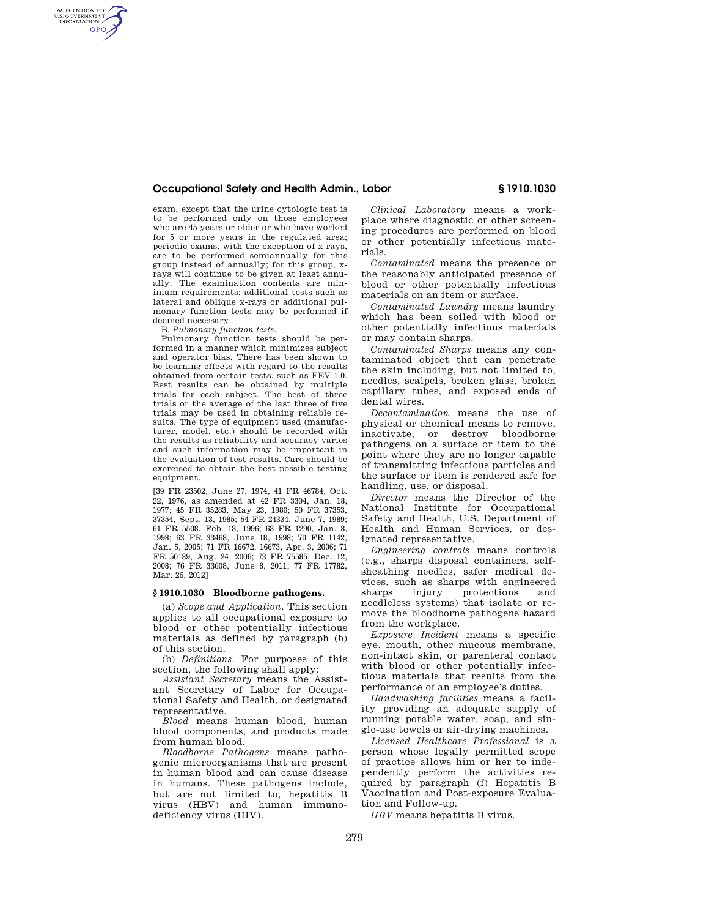exam, except that the urine cytologic test is to be performed only on those employees who are 45 years or older or who have worked for 5 or more years in the regulated area; periodic exams, with the exception of x-rays, are to be performed semiannually for this group instead of annually; for this group, x-rays will continue to be given at least annually. The examination contents are minimum requirements; additional tests such as lateral and oblique x-rays or additional pulmonary function tests may be performed if deemed necessary.

B. *Pulmonary function tests.*

Pulmonary function tests should be performed in a manner which minimizes subject and operator bias. There has been shown to be learning effects with regard to the results obtained from certain tests, such as FEV 1.0. Best results can be obtained by multiple trials for each subject. The best of three trials or the average of the last three of five trials may be used in obtaining reliable results. The type of equipment used (manufacturer, model, etc.) should be recorded with the results as reliability and accuracy varies and such information may be important in the evaluation of test results. Care should be exercised to obtain the best possible testing equipment.

[39 FR 23502, June 27, 1974, 41 FR 46784, Oct. 22, 1976, as amended at 42 FR 3304, Jan. 18, 1977; 45 FR 35283, May 23, 1980; 50 FR 37353, 37354, Sept. 13, 1985; 54 FR 24334, June 7, 1989; 61 FR 5508, Feb. 13, 1996; 63 FR 1290, Jan. 8, 1998; 63 FR 33468, June 18, 1998; 70 FR 1142, Jan. 5, 2005; 71 FR 16672, 16673, Apr. 3, 2006; 71 FR 50189, Aug. 24, 2006; 73 FR 75585, Dec. 12, 2008; 76 FR 33608, June 8, 2011; 77 FR 17782, Mar. 26, 2012]

## § 1910.1030 Bloodborne pathogens.

(a) *Scope and Application.* This section applies to all occupational exposure to blood or other potentially infectious materials as defined by paragraph (b) of this section.

(b) *Definitions.* For purposes of this section, the following shall apply:

*Assistant Secretary* means the Assistant Secretary of Labor for Occupational Safety and Health, or designated representative.

*Blood* means human blood, human blood components, and products made from human blood.

*Bloodborne Pathogens* means pathogenic microorganisms that are present in human blood and can cause disease in humans. These pathogens include, but are not limited to, hepatitis B virus (HBV) and human immunodeficiency virus (HIV).

*Clinical Laboratory* means a workplace where diagnostic or other screening procedures are performed on blood or other potentially infectious materials.

*Contaminated* means the presence or the reasonably anticipated presence of blood or other potentially infectious materials on an item or surface.

*Contaminated Laundry* means laundry which has been soiled with blood or other potentially infectious materials or may contain sharps.

*Contaminated Sharps* means any contaminated object that can penetrate the skin including, but not limited to, needles, scalpels, broken glass, broken capillary tubes, and exposed ends of dental wires.

*Decontamination* means the use of physical or chemical means to remove, inactivate, or destroy bloodborne pathogens on a surface or item to the point where they are no longer capable of transmitting infectious particles and the surface or item is rendered safe for handling, use, or disposal.

*Director* means the Director of the National Institute for Occupational Safety and Health, U.S. Department of Health and Human Services, or designated representative.

*Engineering controls* means controls (e.g., sharps disposal containers, self-sheathing needles, safer medical devices, such as sharps with engineered sharps injury protections and needleless systems) that isolate or remove the bloodborne pathogens hazard from the workplace.

*Exposure Incident* means a specific eye, mouth, other mucous membrane, non-intact skin, or parenteral contact with blood or other potentially infectious materials that results from the performance of an employee's duties.

*Handwashing facilities* means a facility providing an adequate supply of running potable water, soap, and single-use towels or air-drying machines.

*Licensed Healthcare Professional* is a person whose legally permitted scope of practice allows him or her to independently perform the activities required by paragraph (f) Hepatitis B Vaccination and Post-exposure Evaluation and Follow-up.

*HBV* means hepatitis B virus.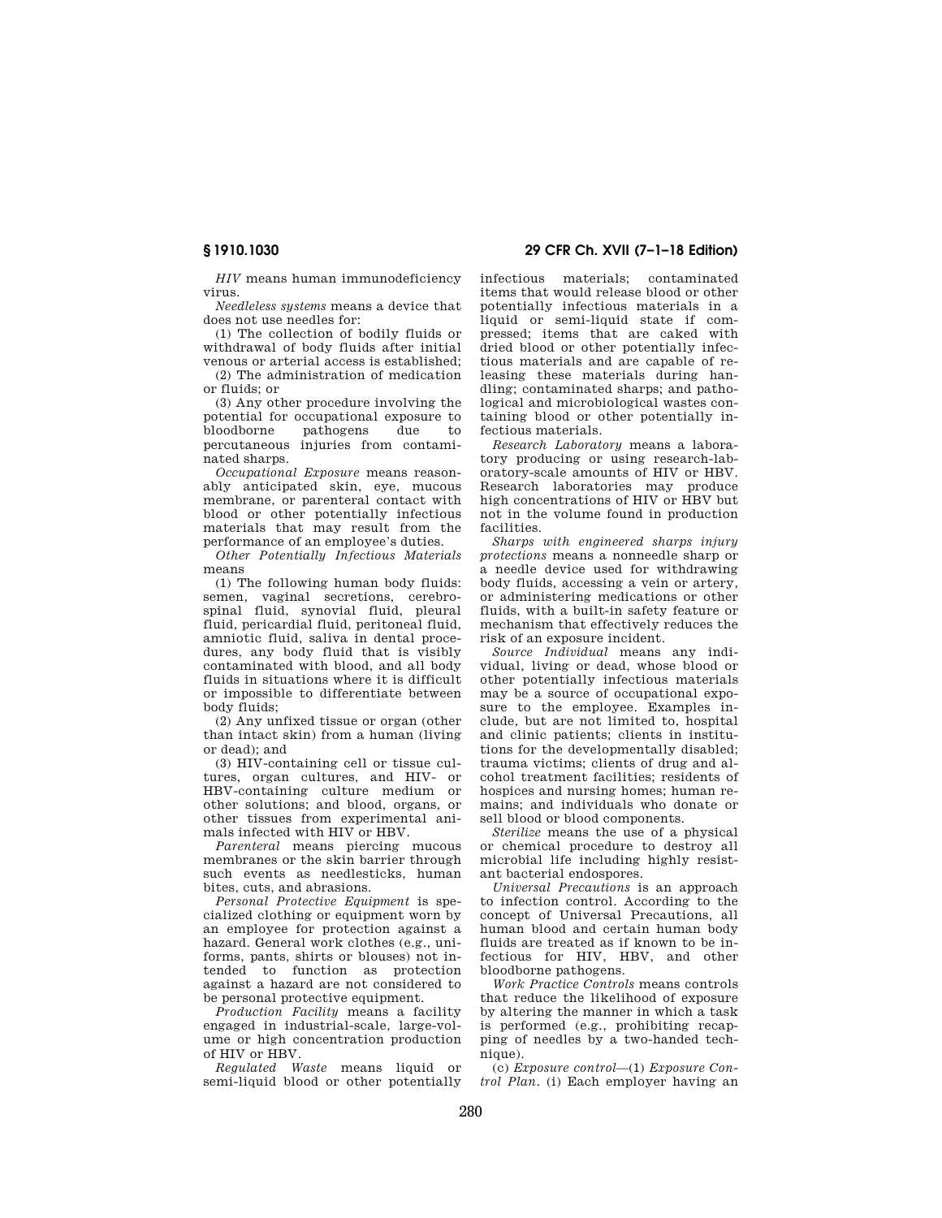*HIV* means human immunodeficiency virus.

*Needleless systems* means a device that does not use needles for:

(1) The collection of bodily fluids or withdrawal of body fluids after initial venous or arterial access is established;

(2) The administration of medication or fluids; or

(3) Any other procedure involving the potential for occupational exposure to bloodborne pathogens due to percutaneous injuries from contaminated sharps.

*Occupational Exposure* means reasonably anticipated skin, eye, mucous membrane, or parenteral contact with blood or other potentially infectious materials that may result from the performance of an employee's duties.

*Other Potentially Infectious Materials* means

(1) The following human body fluids: semen, vaginal secretions, cerebrospinal fluid, synovial fluid, pleural fluid, pericardial fluid, peritoneal fluid, amniotic fluid, saliva in dental procedures, any body fluid that is visibly contaminated with blood, and all body fluids in situations where it is difficult or impossible to differentiate between body fluids;

(2) Any unfixed tissue or organ (other than intact skin) from a human (living or dead); and

(3) HIV-containing cell or tissue cultures, organ cultures, and HIV- or HBV-containing culture medium or other solutions; and blood, organs, or other tissues from experimental animals infected with HIV or HBV.

*Parenteral* means piercing mucous membranes or the skin barrier through such events as needlesticks, human bites, cuts, and abrasions.

*Personal Protective Equipment* is specialized clothing or equipment worn by an employee for protection against a hazard. General work clothes (e.g., uniforms, pants, shirts or blouses) not intended to function as protection against a hazard are not considered to be personal protective equipment.

*Production Facility* means a facility engaged in industrial-scale, large-volume or high concentration production of HIV or HBV.

*Regulated Waste* means liquid or semi-liquid blood or other potentially infectious materials; contaminated items that would release blood or other potentially infectious materials in a liquid or semi-liquid state if compressed; items that are caked with dried blood or other potentially infectious materials and are capable of releasing these materials during handling; contaminated sharps; and pathological and microbiological wastes containing blood or other potentially infectious materials.

*Research Laboratory* means a laboratory producing or using research-laboratory-scale amounts of HIV or HBV. Research laboratories may produce high concentrations of HIV or HBV but not in the volume found in production facilities.

*Sharps with engineered sharps injury protections* means a nonneedle sharp or a needle device used for withdrawing body fluids, accessing a vein or artery, or administering medications or other fluids, with a built-in safety feature or mechanism that effectively reduces the risk of an exposure incident.

*Source Individual* means any individual, living or dead, whose blood or other potentially infectious materials may be a source of occupational exposure to the employee. Examples include, but are not limited to, hospital and clinic patients; clients in institutions for the developmentally disabled; trauma victims; clients of drug and alcohol treatment facilities; residents of hospices and nursing homes; human remains; and individuals who donate or sell blood or blood components.

*Sterilize* means the use of a physical or chemical procedure to destroy all microbial life including highly resistant bacterial endospores.

*Universal Precautions* is an approach to infection control. According to the concept of Universal Precautions, all human blood and certain human body fluids are treated as if known to be infectious for HIV, HBV, and other bloodborne pathogens.

*Work Practice Controls* means controls that reduce the likelihood of exposure by altering the manner in which a task is performed (e.g., prohibiting recapping of needles by a two-handed technique).

(c) *Exposure control*—(1) *Exposure Control Plan*. (i) Each employer having an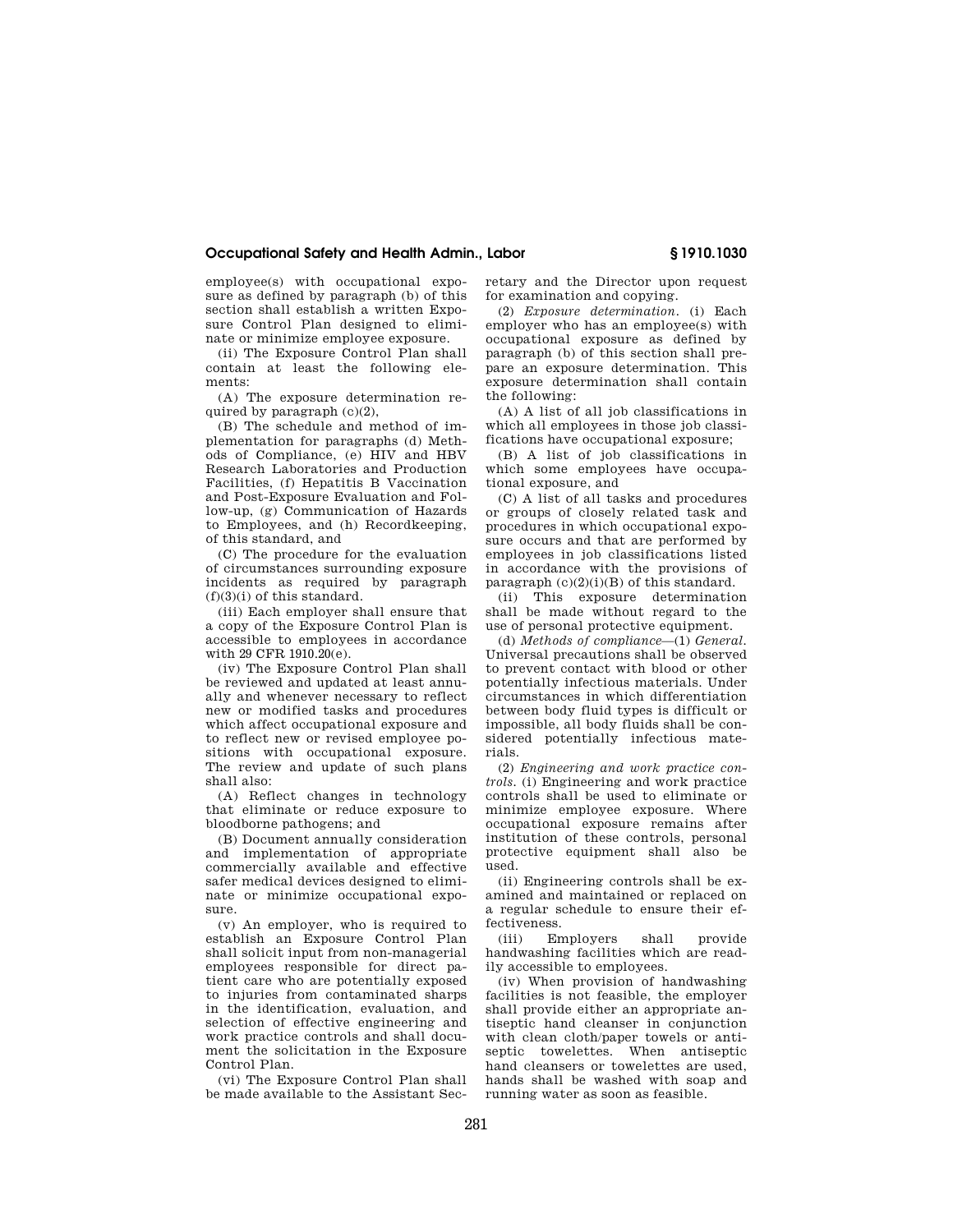employee(s) with occupational exposure as defined by paragraph (b) of this section shall establish a written Exposure Control Plan designed to eliminate or minimize employee exposure.

(ii) The Exposure Control Plan shall contain at least the following elements:

(A) The exposure determination required by paragraph (c)(2),

(B) The schedule and method of implementation for paragraphs (d) Methods of Compliance, (e) HIV and HBV Research Laboratories and Production Facilities, (f) Hepatitis B Vaccination and Post-Exposure Evaluation and Follow-up, (g) Communication of Hazards to Employees, and (h) Recordkeeping, of this standard, and

(C) The procedure for the evaluation of circumstances surrounding exposure incidents as required by paragraph (f)(3)(i) of this standard.

(iii) Each employer shall ensure that a copy of the Exposure Control Plan is accessible to employees in accordance with 29 CFR 1910.20(e).

(iv) The Exposure Control Plan shall be reviewed and updated at least annually and whenever necessary to reflect new or modified tasks and procedures which affect occupational exposure and to reflect new or revised employee positions with occupational exposure. The review and update of such plans shall also:

(A) Reflect changes in technology that eliminate or reduce exposure to bloodborne pathogens; and

(B) Document annually consideration and implementation of appropriate commercially available and effective safer medical devices designed to eliminate or minimize occupational exposure.

(v) An employer, who is required to establish an Exposure Control Plan shall solicit input from non-managerial employees responsible for direct patient care who are potentially exposed to injuries from contaminated sharps in the identification, evaluation, and selection of effective engineering and work practice controls and shall document the solicitation in the Exposure Control Plan.

(vi) The Exposure Control Plan shall be made available to the Assistant Secretary and the Director upon request for examination and copying.

(2) *Exposure determination.* (i) Each employer who has an employee(s) with occupational exposure as defined by paragraph (b) of this section shall prepare an exposure determination. This exposure determination shall contain the following:

(A) A list of all job classifications in which all employees in those job classifications have occupational exposure;

(B) A list of job classifications in which some employees have occupational exposure, and

(C) A list of all tasks and procedures or groups of closely related task and procedures in which occupational exposure occurs and that are performed by employees in job classifications listed in accordance with the provisions of paragraph (c)(2)(i)(B) of this standard.

(ii) This exposure determination shall be made without regard to the use of personal protective equipment.

(d) *Methods of compliance*—(1) *General.* Universal precautions shall be observed to prevent contact with blood or other potentially infectious materials. Under circumstances in which differentiation between body fluid types is difficult or impossible, all body fluids shall be considered potentially infectious materials.

(2) *Engineering and work practice controls.* (i) Engineering and work practice controls shall be used to eliminate or minimize employee exposure. Where occupational exposure remains after institution of these controls, personal protective equipment shall also be used.

(ii) Engineering controls shall be examined and maintained or replaced on a regular schedule to ensure their effectiveness.

(iii) Employers shall provide handwashing facilities which are readily accessible to employees.

(iv) When provision of handwashing facilities is not feasible, the employer shall provide either an appropriate antiseptic hand cleanser in conjunction with clean cloth/paper towels or antiseptic towelettes. When antiseptic hand cleansers or towelettes are used, hands shall be washed with soap and running water as soon as feasible.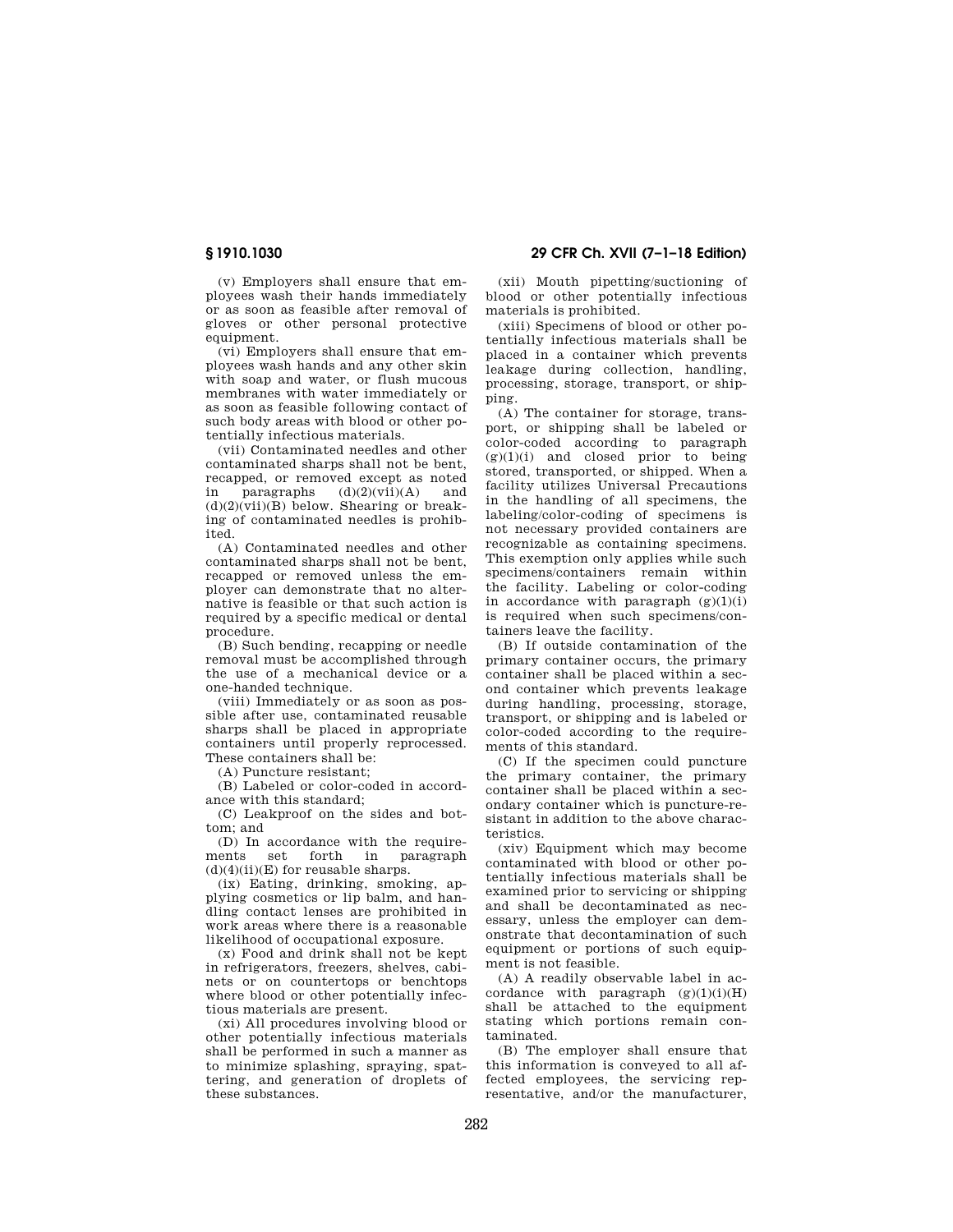(v) Employers shall ensure that employees wash their hands immediately or as soon as feasible after removal of gloves or other personal protective equipment.

(vi) Employers shall ensure that employees wash hands and any other skin with soap and water, or flush mucous membranes with water immediately or as soon as feasible following contact of such body areas with blood or other potentially infectious materials.

(vii) Contaminated needles and other contaminated sharps shall not be bent, recapped, or removed except as noted in paragraphs (d)(2)(vii)(A) and (d)(2)(vii)(B) below. Shearing or breaking of contaminated needles is prohibited.

(A) Contaminated needles and other contaminated sharps shall not be bent, recapped or removed unless the employer can demonstrate that no alternative is feasible or that such action is required by a specific medical or dental procedure.

(B) Such bending, recapping or needle removal must be accomplished through the use of a mechanical device or a one-handed technique.

(viii) Immediately or as soon as possible after use, contaminated reusable sharps shall be placed in appropriate containers until properly reprocessed. These containers shall be:

(A) Puncture resistant;

(B) Labeled or color-coded in accordance with this standard;

(C) Leakproof on the sides and bottom; and

(D) In accordance with the requirements set forth in paragraph (d)(4)(ii)(E) for reusable sharps.

(ix) Eating, drinking, smoking, applying cosmetics or lip balm, and handling contact lenses are prohibited in work areas where there is a reasonable likelihood of occupational exposure.

(x) Food and drink shall not be kept in refrigerators, freezers, shelves, cabinets or on countertops or benchtops where blood or other potentially infectious materials are present.

(xi) All procedures involving blood or other potentially infectious materials shall be performed in such a manner as to minimize splashing, spraying, spattering, and generation of droplets of these substances.

(xii) Mouth pipetting/suctioning of blood or other potentially infectious materials is prohibited.

(xiii) Specimens of blood or other potentially infectious materials shall be placed in a container which prevents leakage during collection, handling, processing, storage, transport, or shipping.

(A) The container for storage, transport, or shipping shall be labeled or color-coded according to paragraph (g)(1)(i) and closed prior to being stored, transported, or shipped. When a facility utilizes Universal Precautions in the handling of all specimens, the labeling/color-coding of specimens is not necessary provided containers are recognizable as containing specimens. This exemption only applies while such specimens/containers remain within the facility. Labeling or color-coding in accordance with paragraph (g)(1)(i) is required when such specimens/containers leave the facility.

(B) If outside contamination of the primary container occurs, the primary container shall be placed within a second container which prevents leakage during handling, processing, storage, transport, or shipping and is labeled or color-coded according to the requirements of this standard.

(C) If the specimen could puncture the primary container, the primary container shall be placed within a secondary container which is puncture-resistant in addition to the above characteristics.

(xiv) Equipment which may become contaminated with blood or other potentially infectious materials shall be examined prior to servicing or shipping and shall be decontaminated as necessary, unless the employer can demonstrate that decontamination of such equipment or portions of such equipment is not feasible.

(A) A readily observable label in accordance with paragraph (g)(1)(i)(H) shall be attached to the equipment stating which portions remain contaminated.

(B) The employer shall ensure that this information is conveyed to all affected employees, the servicing representative, and/or the manufacturer,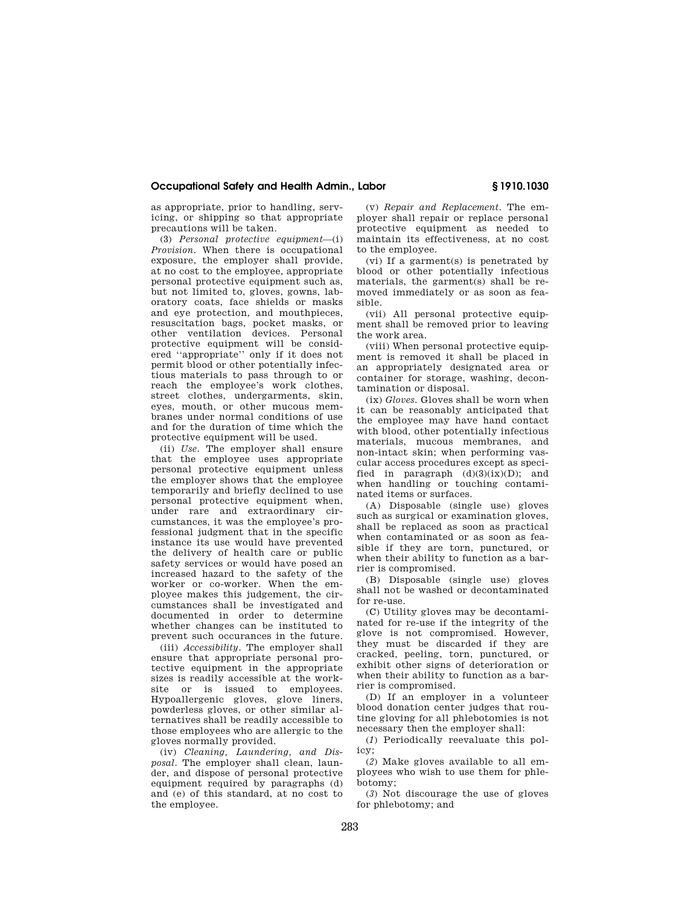as appropriate, prior to handling, servicing, or shipping so that appropriate precautions will be taken.

(3) *Personal protective equipment*—(i) *Provision*. When there is occupational exposure, the employer shall provide, at no cost to the employee, appropriate personal protective equipment such as, but not limited to, gloves, gowns, laboratory coats, face shields or masks and eye protection, and mouthpieces, resuscitation bags, pocket masks, or other ventilation devices. Personal protective equipment will be considered ''appropriate'' only if it does not permit blood or other potentially infectious materials to pass through to or reach the employee's work clothes, street clothes, undergarments, skin, eyes, mouth, or other mucous membranes under normal conditions of use and for the duration of time which the protective equipment will be used.

(ii) *Use*. The employer shall ensure that the employee uses appropriate personal protective equipment unless the employer shows that the employee temporarily and briefly declined to use personal protective equipment when, under rare and extraordinary circumstances, it was the employee's professional judgment that in the specific instance its use would have prevented the delivery of health care or public safety services or would have posed an increased hazard to the safety of the worker or co-worker. When the employee makes this judgement, the circumstances shall be investigated and documented in order to determine whether changes can be instituted to prevent such occurances in the future.

(iii) *Accessibility*. The employer shall ensure that appropriate personal protective equipment in the appropriate sizes is readily accessible at the worksite or is issued to employees. Hypoallergenic gloves, glove liners, powderless gloves, or other similar alternatives shall be readily accessible to those employees who are allergic to the gloves normally provided.

(iv) *Cleaning, Laundering, and Disposal*. The employer shall clean, launder, and dispose of personal protective equipment required by paragraphs (d) and (e) of this standard, at no cost to the employee.

(v) *Repair and Replacement*. The employer shall repair or replace personal protective equipment as needed to maintain its effectiveness, at no cost to the employee.

(vi) If a garment(s) is penetrated by blood or other potentially infectious materials, the garment(s) shall be removed immediately or as soon as feasible.

(vii) All personal protective equipment shall be removed prior to leaving the work area.

(viii) When personal protective equipment is removed it shall be placed in an appropriately designated area or container for storage, washing, decontamination or disposal.

(ix) *Gloves*. Gloves shall be worn when it can be reasonably anticipated that the employee may have hand contact with blood, other potentially infectious materials, mucous membranes, and non-intact skin; when performing vascular access procedures except as specified in paragraph (d)(3)(ix)(D); and when handling or touching contaminated items or surfaces.

(A) Disposable (single use) gloves such as surgical or examination gloves, shall be replaced as soon as practical when contaminated or as soon as feasible if they are torn, punctured, or when their ability to function as a barrier is compromised.

(B) Disposable (single use) gloves shall not be washed or decontaminated for re-use.

(C) Utility gloves may be decontaminated for re-use if the integrity of the glove is not compromised. However, they must be discarded if they are cracked, peeling, torn, punctured, or exhibit other signs of deterioration or when their ability to function as a barrier is compromised.

(D) If an employer in a volunteer blood donation center judges that routine gloving for all phlebotomies is not necessary then the employer shall:

(*1*) Periodically reevaluate this policy;

(*2*) Make gloves available to all employees who wish to use them for phlebotomy;

(*3*) Not discourage the use of gloves for phlebotomy; and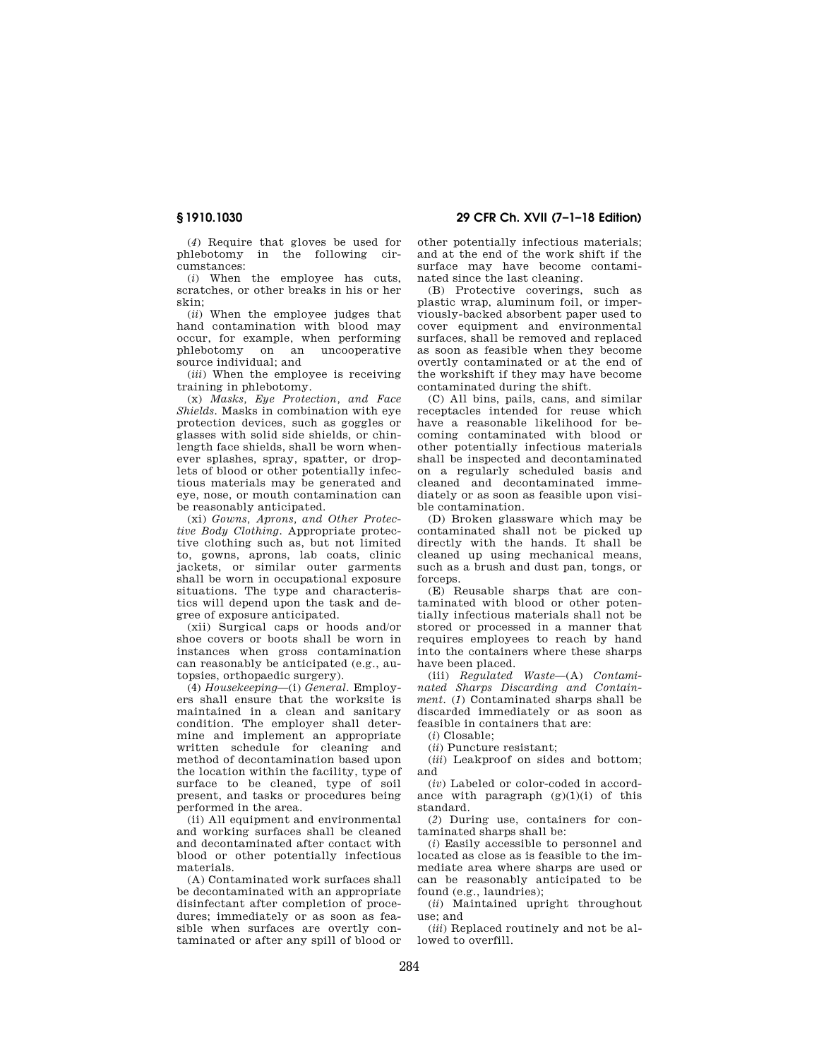(*4*) Require that gloves be used for phlebotomy in the following circumstances:

(*i*) When the employee has cuts, scratches, or other breaks in his or her skin;

(*ii*) When the employee judges that hand contamination with blood may occur, for example, when performing phlebotomy on an uncooperative source individual; and

(*iii*) When the employee is receiving training in phlebotomy.

(x) *Masks, Eye Protection, and Face Shields.* Masks in combination with eye protection devices, such as goggles or glasses with solid side shields, or chin-length face shields, shall be worn whenever splashes, spray, spatter, or droplets of blood or other potentially infectious materials may be generated and eye, nose, or mouth contamination can be reasonably anticipated.

(xi) *Gowns, Aprons, and Other Protective Body Clothing.* Appropriate protective clothing such as, but not limited to, gowns, aprons, lab coats, clinic jackets, or similar outer garments shall be worn in occupational exposure situations. The type and characteristics will depend upon the task and degree of exposure anticipated.

(xii) Surgical caps or hoods and/or shoe covers or boots shall be worn in instances when gross contamination can reasonably be anticipated (e.g., autopsies, orthopaedic surgery).

(4) *Housekeeping*—(i) *General.* Employers shall ensure that the worksite is maintained in a clean and sanitary condition. The employer shall determine and implement an appropriate written schedule for cleaning and method of decontamination based upon the location within the facility, type of surface to be cleaned, type of soil present, and tasks or procedures being performed in the area.

(ii) All equipment and environmental and working surfaces shall be cleaned and decontaminated after contact with blood or other potentially infectious materials.

(A) Contaminated work surfaces shall be decontaminated with an appropriate disinfectant after completion of procedures; immediately or as soon as feasible when surfaces are overtly contaminated or after any spill of blood or other potentially infectious materials; and at the end of the work shift if the surface may have become contaminated since the last cleaning.

(B) Protective coverings, such as plastic wrap, aluminum foil, or imperviously-backed absorbent paper used to cover equipment and environmental surfaces, shall be removed and replaced as soon as feasible when they become overtly contaminated or at the end of the workshift if they may have become contaminated during the shift.

(C) All bins, pails, cans, and similar receptacles intended for reuse which have a reasonable likelihood for becoming contaminated with blood or other potentially infectious materials shall be inspected and decontaminated on a regularly scheduled basis and cleaned and decontaminated immediately or as soon as feasible upon visible contamination.

(D) Broken glassware which may be contaminated shall not be picked up directly with the hands. It shall be cleaned up using mechanical means, such as a brush and dust pan, tongs, or forceps.

(E) Reusable sharps that are contaminated with blood or other potentially infectious materials shall not be stored or processed in a manner that requires employees to reach by hand into the containers where these sharps have been placed.

(iii) *Regulated Waste*—(A) *Contaminated Sharps Discarding and Containment.* (*1*) Contaminated sharps shall be discarded immediately or as soon as feasible in containers that are:

(*i*) Closable;

(*ii*) Puncture resistant;

(*iii*) Leakproof on sides and bottom; and

(*iv*) Labeled or color-coded in accordance with paragraph (g)(1)(i) of this standard.

(*2*) During use, containers for contaminated sharps shall be:

(*i*) Easily accessible to personnel and located as close as is feasible to the immediate area where sharps are used or can be reasonably anticipated to be found (e.g., laundries);

(*ii*) Maintained upright throughout use; and

(*iii*) Replaced routinely and not be allowed to overfill.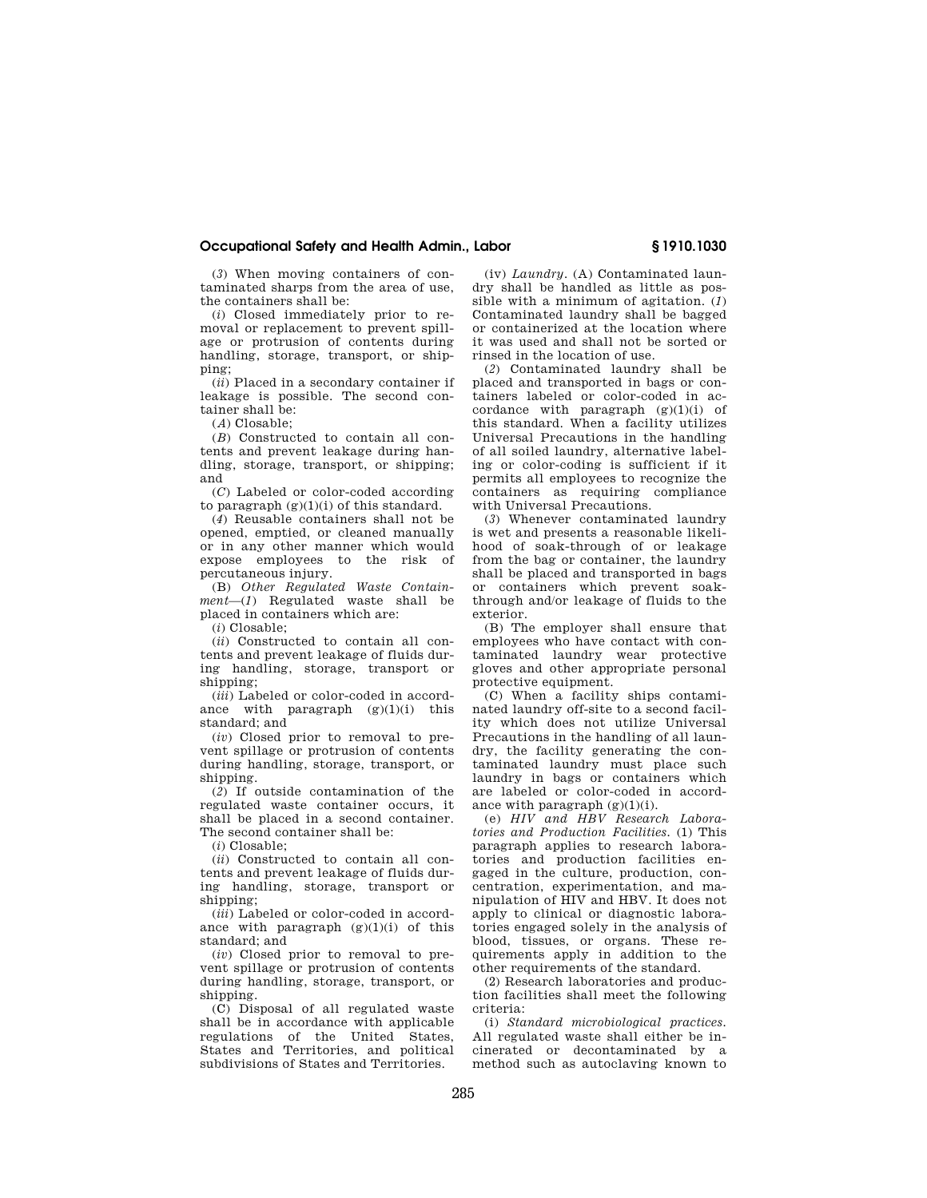(*3*) When moving containers of contaminated sharps from the area of use, the containers shall be:

(*i*) Closed immediately prior to removal or replacement to prevent spillage or protrusion of contents during handling, storage, transport, or shipping;

(*ii*) Placed in a secondary container if leakage is possible. The second container shall be:

(*A*) Closable;

(*B*) Constructed to contain all contents and prevent leakage during handling, storage, transport, or shipping; and

(*C*) Labeled or color-coded according to paragraph (g)(1)(i) of this standard.

(*4*) Reusable containers shall not be opened, emptied, or cleaned manually or in any other manner which would expose employees to the risk of percutaneous injury.

(B) *Other Regulated Waste Containment*—(*1*) Regulated waste shall be placed in containers which are:

(*i*) Closable;

(*ii*) Constructed to contain all contents and prevent leakage of fluids during handling, storage, transport or shipping;

(*iii*) Labeled or color-coded in accordance with paragraph (g)(1)(i) this standard; and

(*iv*) Closed prior to removal to prevent spillage or protrusion of contents during handling, storage, transport, or shipping.

(*2*) If outside contamination of the regulated waste container occurs, it shall be placed in a second container. The second container shall be:

(*i*) Closable;

(*ii*) Constructed to contain all contents and prevent leakage of fluids during handling, storage, transport or shipping;

(*iii*) Labeled or color-coded in accordance with paragraph (g)(1)(i) of this standard; and

(*iv*) Closed prior to removal to prevent spillage or protrusion of contents during handling, storage, transport, or shipping.

(C) Disposal of all regulated waste shall be in accordance with applicable regulations of the United States, States and Territories, and political subdivisions of States and Territories.

(iv) *Laundry*. (A) Contaminated laundry shall be handled as little as possible with a minimum of agitation. (*1*) Contaminated laundry shall be bagged or containerized at the location where it was used and shall not be sorted or rinsed in the location of use.

(*2*) Contaminated laundry shall be placed and transported in bags or containers labeled or color-coded in accordance with paragraph (g)(1)(i) of this standard. When a facility utilizes Universal Precautions in the handling of all soiled laundry, alternative labeling or color-coding is sufficient if it permits all employees to recognize the containers as requiring compliance with Universal Precautions.

(*3*) Whenever contaminated laundry is wet and presents a reasonable likelihood of soak-through of or leakage from the bag or container, the laundry shall be placed and transported in bags or containers which prevent soak-through and/or leakage of fluids to the exterior.

(B) The employer shall ensure that employees who have contact with contaminated laundry wear protective gloves and other appropriate personal protective equipment.

(C) When a facility ships contaminated laundry off-site to a second facility which does not utilize Universal Precautions in the handling of all laundry, the facility generating the contaminated laundry must place such laundry in bags or containers which are labeled or color-coded in accordance with paragraph (g)(1)(i).

(e) *HIV and HBV Research Laboratories and Production Facilities*. (1) This paragraph applies to research laboratories and production facilities engaged in the culture, production, concentration, experimentation, and manipulation of HIV and HBV. It does not apply to clinical or diagnostic laboratories engaged solely in the analysis of blood, tissues, or organs. These requirements apply in addition to the other requirements of the standard.

(2) Research laboratories and production facilities shall meet the following criteria:

(i) *Standard microbiological practices*. All regulated waste shall either be incinerated or decontaminated by a method such as autoclaving known to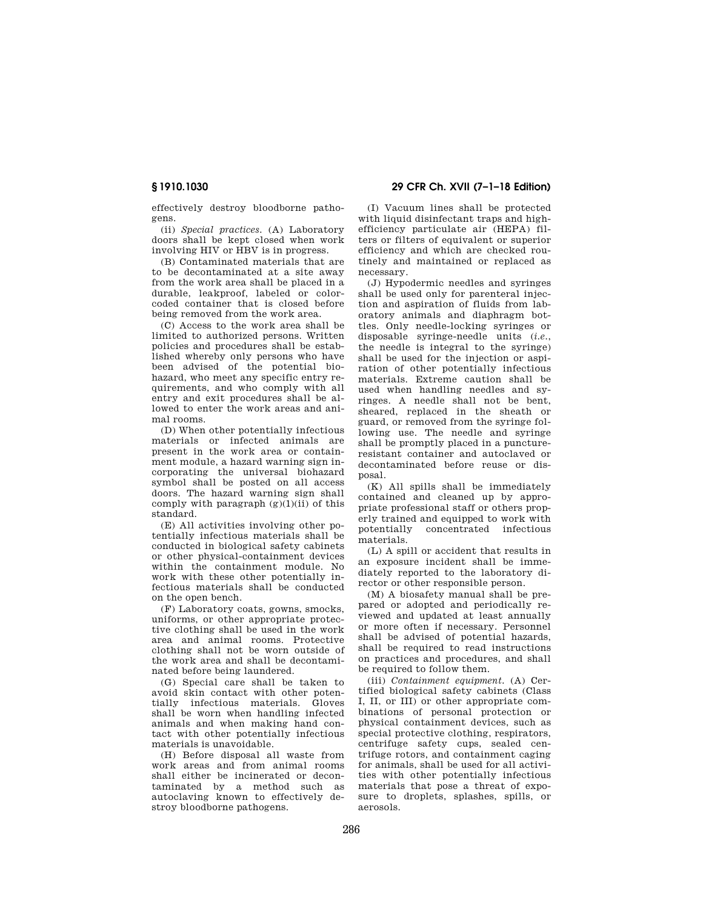effectively destroy bloodborne pathogens.

(ii) *Special practices.* (A) Laboratory doors shall be kept closed when work involving HIV or HBV is in progress.

(B) Contaminated materials that are to be decontaminated at a site away from the work area shall be placed in a durable, leakproof, labeled or color-coded container that is closed before being removed from the work area.

(C) Access to the work area shall be limited to authorized persons. Written policies and procedures shall be established whereby only persons who have been advised of the potential biohazard, who meet any specific entry requirements, and who comply with all entry and exit procedures shall be allowed to enter the work areas and animal rooms.

(D) When other potentially infectious materials or infected animals are present in the work area or containment module, a hazard warning sign incorporating the universal biohazard symbol shall be posted on all access doors. The hazard warning sign shall comply with paragraph (g)(1)(ii) of this standard.

(E) All activities involving other potentially infectious materials shall be conducted in biological safety cabinets or other physical-containment devices within the containment module. No work with these other potentially infectious materials shall be conducted on the open bench.

(F) Laboratory coats, gowns, smocks, uniforms, or other appropriate protective clothing shall be used in the work area and animal rooms. Protective clothing shall not be worn outside of the work area and shall be decontaminated before being laundered.

(G) Special care shall be taken to avoid skin contact with other potentially infectious materials. Gloves shall be worn when handling infected animals and when making hand contact with other potentially infectious materials is unavoidable.

(H) Before disposal all waste from work areas and from animal rooms shall either be incinerated or decontaminated by a method such as autoclaving known to effectively destroy bloodborne pathogens.

(I) Vacuum lines shall be protected with liquid disinfectant traps and high-efficiency particulate air (HEPA) filters or filters of equivalent or superior efficiency and which are checked routinely and maintained or replaced as necessary.

(J) Hypodermic needles and syringes shall be used only for parenteral injection and aspiration of fluids from laboratory animals and diaphragm bottles. Only needle-locking syringes or disposable syringe-needle units (*i.e.*, the needle is integral to the syringe) shall be used for the injection or aspiration of other potentially infectious materials. Extreme caution shall be used when handling needles and syringes. A needle shall not be bent, sheared, replaced in the sheath or guard, or removed from the syringe following use. The needle and syringe shall be promptly placed in a puncture-resistant container and autoclaved or decontaminated before reuse or disposal.

(K) All spills shall be immediately contained and cleaned up by appropriate professional staff or others properly trained and equipped to work with potentially concentrated infectious materials.

(L) A spill or accident that results in an exposure incident shall be immediately reported to the laboratory director or other responsible person.

(M) A biosafety manual shall be prepared or adopted and periodically reviewed and updated at least annually or more often if necessary. Personnel shall be advised of potential hazards, shall be required to read instructions on practices and procedures, and shall be required to follow them.

(iii) *Containment equipment.* (A) Certified biological safety cabinets (Class I, II, or III) or other appropriate combinations of personal protection or physical containment devices, such as special protective clothing, respirators, centrifuge safety cups, sealed centrifuge rotors, and containment caging for animals, shall be used for all activities with other potentially infectious materials that pose a threat of exposure to droplets, splashes, spills, or aerosols.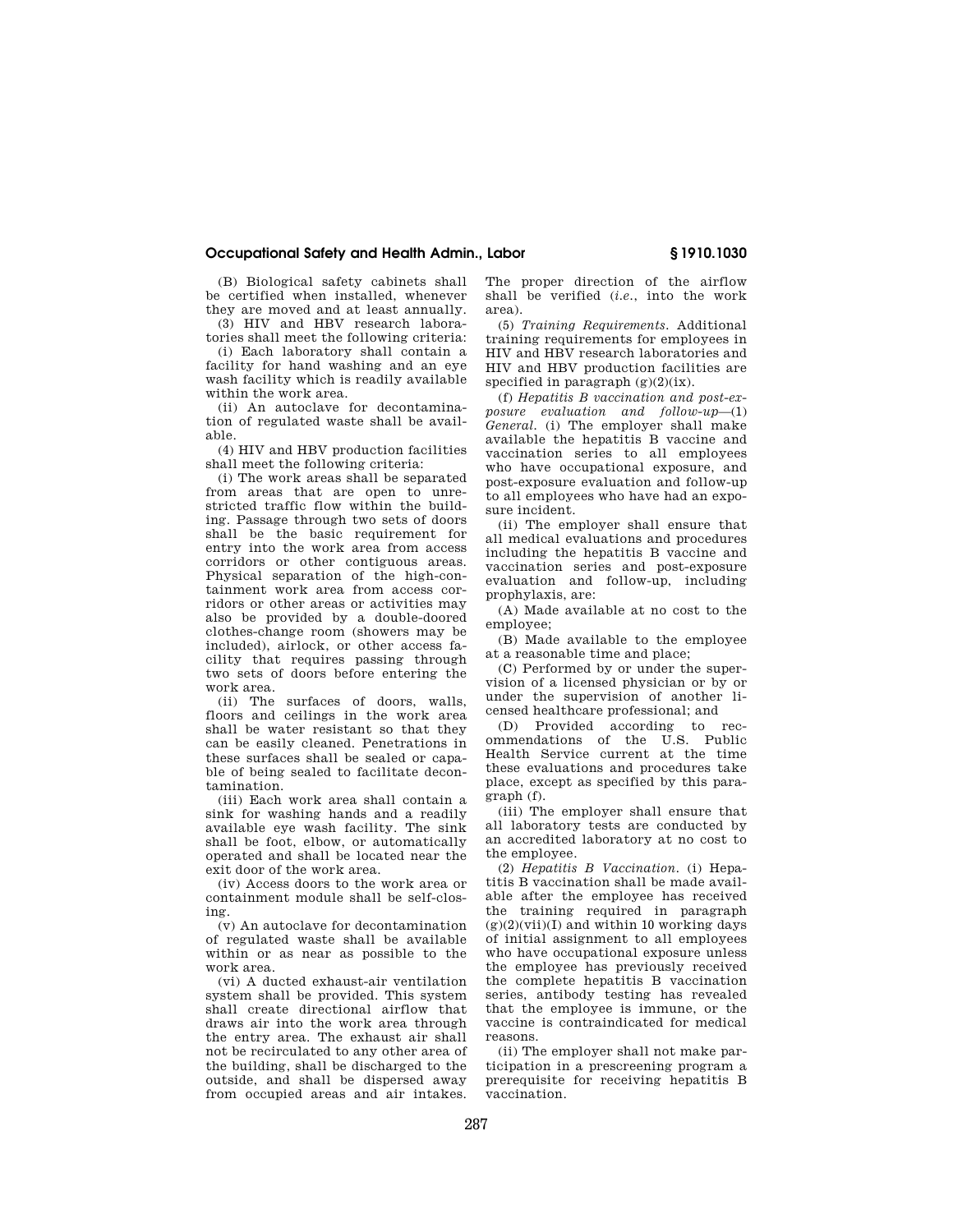(B) Biological safety cabinets shall be certified when installed, whenever they are moved and at least annually.

(3) HIV and HBV research laboratories shall meet the following criteria:

(i) Each laboratory shall contain a facility for hand washing and an eye wash facility which is readily available within the work area.

(ii) An autoclave for decontamination of regulated waste shall be available.

(4) HIV and HBV production facilities shall meet the following criteria:

(i) The work areas shall be separated from areas that are open to unrestricted traffic flow within the building. Passage through two sets of doors shall be the basic requirement for entry into the work area from access corridors or other contiguous areas. Physical separation of the high-containment work area from access corridors or other areas or activities may also be provided by a double-doored clothes-change room (showers may be included), airlock, or other access facility that requires passing through two sets of doors before entering the work area.

(ii) The surfaces of doors, walls, floors and ceilings in the work area shall be water resistant so that they can be easily cleaned. Penetrations in these surfaces shall be sealed or capable of being sealed to facilitate decontamination.

(iii) Each work area shall contain a sink for washing hands and a readily available eye wash facility. The sink shall be foot, elbow, or automatically operated and shall be located near the exit door of the work area.

(iv) Access doors to the work area or containment module shall be self-closing.

(v) An autoclave for decontamination of regulated waste shall be available within or as near as possible to the work area.

(vi) A ducted exhaust-air ventilation system shall be provided. This system shall create directional airflow that draws air into the work area through the entry area. The exhaust air shall not be recirculated to any other area of the building, shall be discharged to the outside, and shall be dispersed away from occupied areas and air intakes. The proper direction of the airflow shall be verified (*i.e.*, into the work area).

(5) *Training Requirements*. Additional training requirements for employees in HIV and HBV research laboratories and HIV and HBV production facilities are specified in paragraph (g)(2)(ix).

(f) *Hepatitis B vaccination and post-exposure evaluation and follow-up*—(1) *General*. (i) The employer shall make available the hepatitis B vaccine and vaccination series to all employees who have occupational exposure, and post-exposure evaluation and follow-up to all employees who have had an exposure incident.

(ii) The employer shall ensure that all medical evaluations and procedures including the hepatitis B vaccine and vaccination series and post-exposure evaluation and follow-up, including prophylaxis, are:

(A) Made available at no cost to the employee;

(B) Made available to the employee at a reasonable time and place;

(C) Performed by or under the supervision of a licensed physician or by or under the supervision of another licensed healthcare professional; and

(D) Provided according to recommendations of the U.S. Public Health Service current at the time these evaluations and procedures take place, except as specified by this paragraph (f).

(iii) The employer shall ensure that all laboratory tests are conducted by an accredited laboratory at no cost to the employee.

(2) *Hepatitis B Vaccination*. (i) Hepatitis B vaccination shall be made available after the employee has received the training required in paragraph (g)(2)(vii)(I) and within 10 working days of initial assignment to all employees who have occupational exposure unless the employee has previously received the complete hepatitis B vaccination series, antibody testing has revealed that the employee is immune, or the vaccine is contraindicated for medical reasons.

(ii) The employer shall not make participation in a prescreening program a prerequisite for receiving hepatitis B vaccination.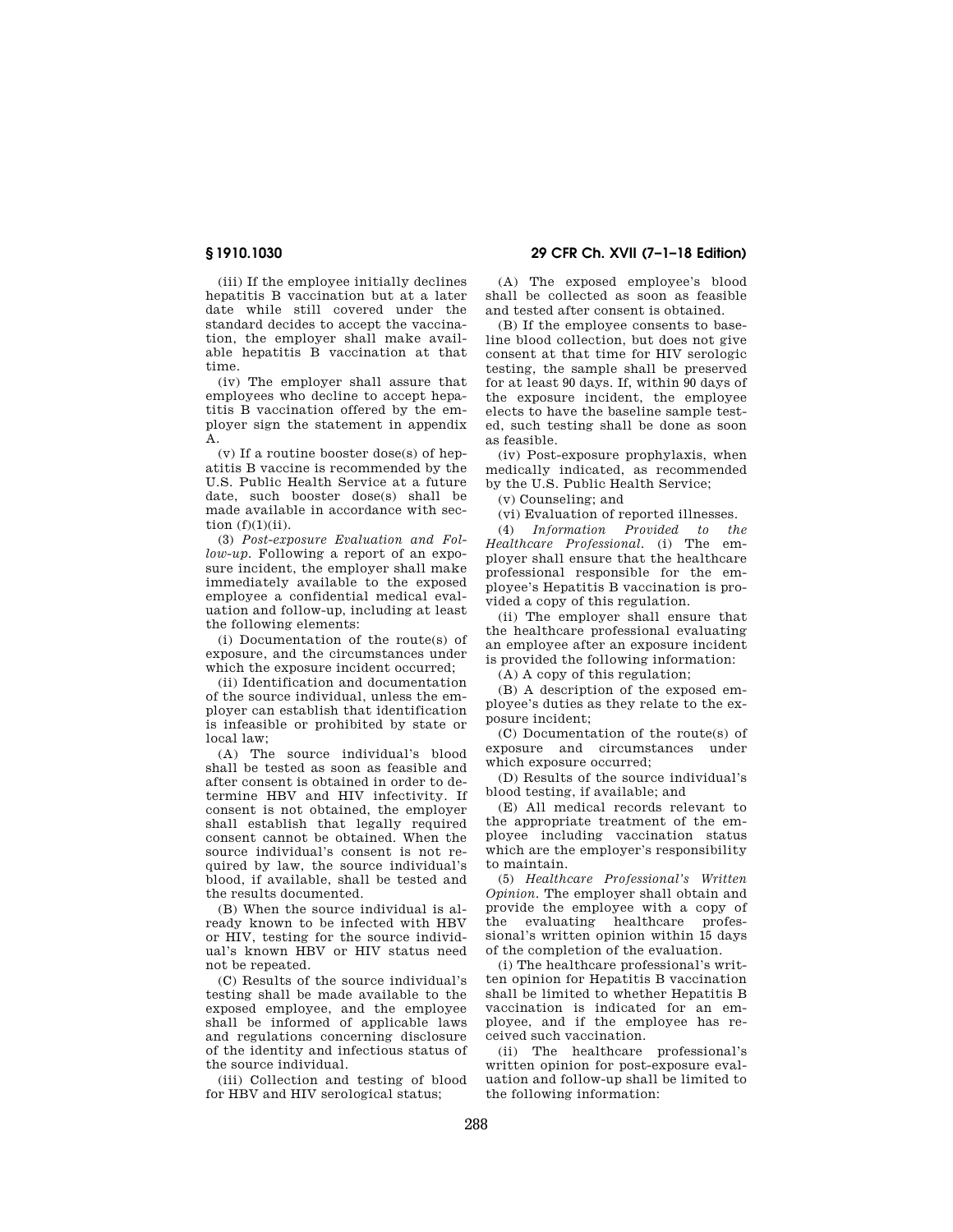(iii) If the employee initially declines hepatitis B vaccination but at a later date while still covered under the standard decides to accept the vaccination, the employer shall make available hepatitis B vaccination at that time.

(iv) The employer shall assure that employees who decline to accept hepatitis B vaccination offered by the employer sign the statement in appendix A.

(v) If a routine booster dose(s) of hepatitis B vaccine is recommended by the U.S. Public Health Service at a future date, such booster dose(s) shall be made available in accordance with section (f)(1)(ii).

(3) *Post-exposure Evaluation and Follow-up.* Following a report of an exposure incident, the employer shall make immediately available to the exposed employee a confidential medical evaluation and follow-up, including at least the following elements:

(i) Documentation of the route(s) of exposure, and the circumstances under which the exposure incident occurred;

(ii) Identification and documentation of the source individual, unless the employer can establish that identification is infeasible or prohibited by state or local law;

(A) The source individual's blood shall be tested as soon as feasible and after consent is obtained in order to determine HBV and HIV infectivity. If consent is not obtained, the employer shall establish that legally required consent cannot be obtained. When the source individual's consent is not required by law, the source individual's blood, if available, shall be tested and the results documented.

(B) When the source individual is already known to be infected with HBV or HIV, testing for the source individual's known HBV or HIV status need not be repeated.

(C) Results of the source individual's testing shall be made available to the exposed employee, and the employee shall be informed of applicable laws and regulations concerning disclosure of the identity and infectious status of the source individual.

(iii) Collection and testing of blood for HBV and HIV serological status;

(A) The exposed employee's blood shall be collected as soon as feasible and tested after consent is obtained.

(B) If the employee consents to baseline blood collection, but does not give consent at that time for HIV serologic testing, the sample shall be preserved for at least 90 days. If, within 90 days of the exposure incident, the employee elects to have the baseline sample tested, such testing shall be done as soon as feasible.

(iv) Post-exposure prophylaxis, when medically indicated, as recommended by the U.S. Public Health Service;

(v) Counseling; and

(vi) Evaluation of reported illnesses.

(4) *Information Provided to the Healthcare Professional.* (i) The employer shall ensure that the healthcare professional responsible for the employee's Hepatitis B vaccination is provided a copy of this regulation.

(ii) The employer shall ensure that the healthcare professional evaluating an employee after an exposure incident is provided the following information:

(A) A copy of this regulation;

(B) A description of the exposed employee's duties as they relate to the exposure incident;

(C) Documentation of the route(s) of exposure and circumstances under which exposure occurred;

(D) Results of the source individual's blood testing, if available; and

(E) All medical records relevant to the appropriate treatment of the employee including vaccination status which are the employer's responsibility to maintain.

(5) *Healthcare Professional's Written Opinion.* The employer shall obtain and provide the employee with a copy of the evaluating healthcare professional's written opinion within 15 days of the completion of the evaluation.

(i) The healthcare professional's written opinion for Hepatitis B vaccination shall be limited to whether Hepatitis B vaccination is indicated for an employee, and if the employee has received such vaccination.

(ii) The healthcare professional's written opinion for post-exposure evaluation and follow-up shall be limited to the following information: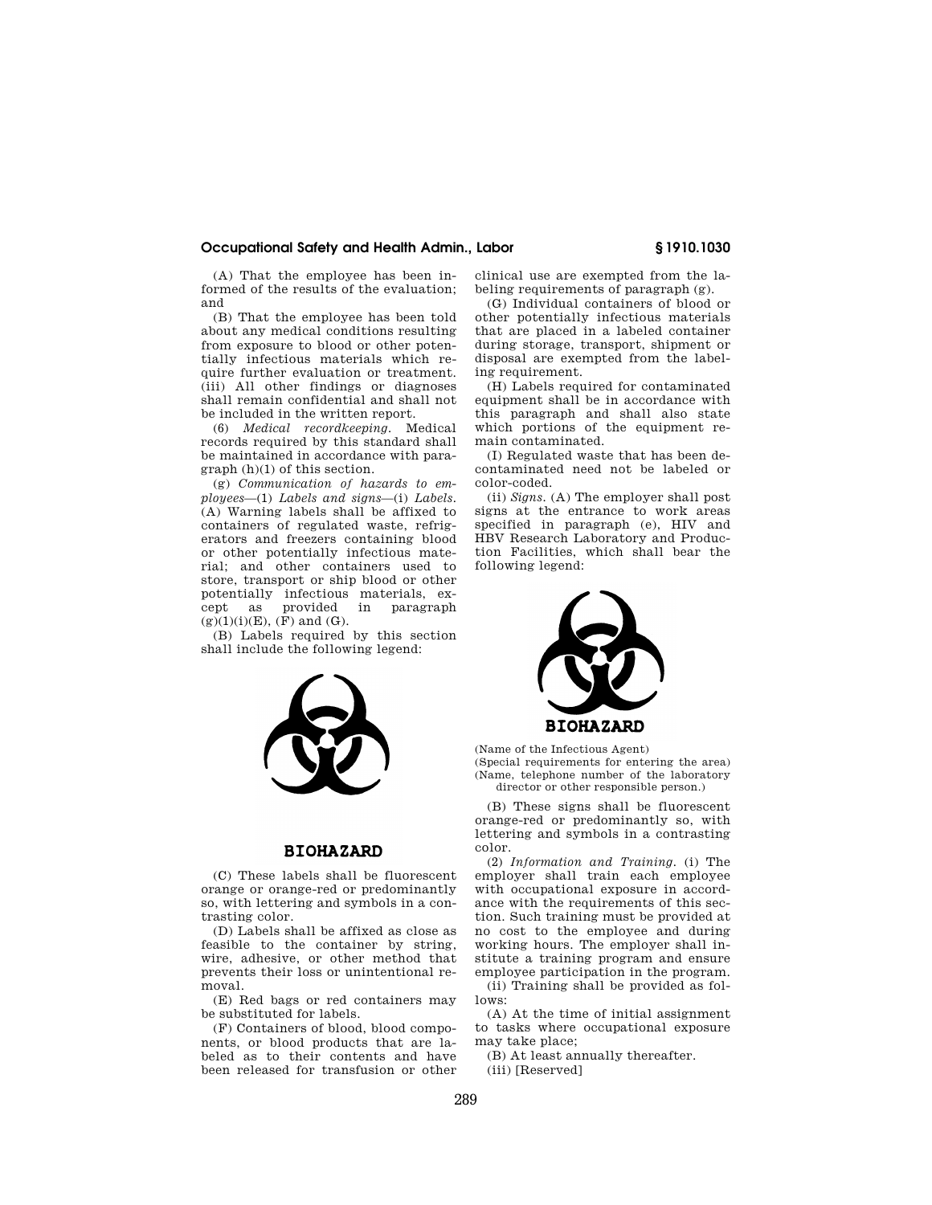(A) That the employee has been informed of the results of the evaluation; and

(B) That the employee has been told about any medical conditions resulting from exposure to blood or other potentially infectious materials which require further evaluation or treatment.

(iii) All other findings or diagnoses shall remain confidential and shall not be included in the written report.

(6) *Medical recordkeeping.* Medical records required by this standard shall be maintained in accordance with paragraph (h)(1) of this section.

(g) *Communication of hazards to employees*—(1) *Labels and signs*—(i) *Labels.* (A) Warning labels shall be affixed to containers of regulated waste, refrigerators and freezers containing blood or other potentially infectious material; and other containers used to store, transport or ship blood or other potentially infectious materials, except as provided in paragraph (g)(1)(i)(E), (F) and (G).

(B) Labels required by this section shall include the following legend:

**BIOHAZARD**

(C) These labels shall be fluorescent orange or orange-red or predominantly so, with lettering and symbols in a contrasting color.

(D) Labels shall be affixed as close as feasible to the container by string, wire, adhesive, or other method that prevents their loss or unintentional removal.

(E) Red bags or red containers may be substituted for labels.

(F) Containers of blood, blood components, or blood products that are labeled as to their contents and have been released for transfusion or other clinical use are exempted from the labeling requirements of paragraph (g).

(G) Individual containers of blood or other potentially infectious materials that are placed in a labeled container during storage, transport, shipment or disposal are exempted from the labeling requirement.

(H) Labels required for contaminated equipment shall be in accordance with this paragraph and shall also state which portions of the equipment remain contaminated.

(I) Regulated waste that has been decontaminated need not be labeled or color-coded.

(ii) *Signs.* (A) The employer shall post signs at the entrance to work areas specified in paragraph (e), HIV and HBV Research Laboratory and Production Facilities, which shall bear the following legend:

**BIOHAZARD**

(Name of the Infectious Agent)
(Special requirements for entering the area)
(Name, telephone number of the laboratory director or other responsible person.)

(B) These signs shall be fluorescent orange-red or predominantly so, with lettering and symbols in a contrasting color.

(2) *Information and Training.* (i) The employer shall train each employee with occupational exposure in accordance with the requirements of this section. Such training must be provided at no cost to the employee and during working hours. The employer shall institute a training program and ensure employee participation in the program.

(ii) Training shall be provided as follows:

(A) At the time of initial assignment to tasks where occupational exposure may take place;

(B) At least annually thereafter.

(iii) [Reserved]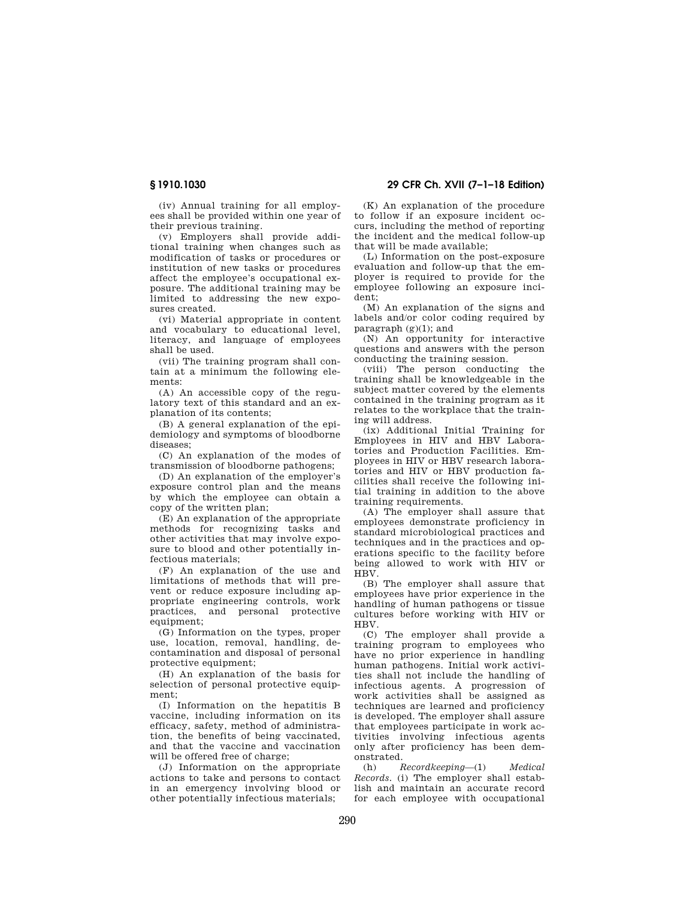(iv) Annual training for all employees shall be provided within one year of their previous training.

(v) Employers shall provide additional training when changes such as modification of tasks or procedures or institution of new tasks or procedures affect the employee's occupational exposure. The additional training may be limited to addressing the new exposures created.

(vi) Material appropriate in content and vocabulary to educational level, literacy, and language of employees shall be used.

(vii) The training program shall contain at a minimum the following elements:

(A) An accessible copy of the regulatory text of this standard and an explanation of its contents;

(B) A general explanation of the epidemiology and symptoms of bloodborne diseases;

(C) An explanation of the modes of transmission of bloodborne pathogens;

(D) An explanation of the employer's exposure control plan and the means by which the employee can obtain a copy of the written plan;

(E) An explanation of the appropriate methods for recognizing tasks and other activities that may involve exposure to blood and other potentially infectious materials;

(F) An explanation of the use and limitations of methods that will prevent or reduce exposure including appropriate engineering controls, work practices, and personal protective equipment;

(G) Information on the types, proper use, location, removal, handling, decontamination and disposal of personal protective equipment;

(H) An explanation of the basis for selection of personal protective equipment;

(I) Information on the hepatitis B vaccine, including information on its efficacy, safety, method of administration, the benefits of being vaccinated, and that the vaccine and vaccination will be offered free of charge;

(J) Information on the appropriate actions to take and persons to contact in an emergency involving blood or other potentially infectious materials;

(K) An explanation of the procedure to follow if an exposure incident occurs, including the method of reporting the incident and the medical follow-up that will be made available;

(L) Information on the post-exposure evaluation and follow-up that the employer is required to provide for the employee following an exposure incident;

(M) An explanation of the signs and labels and/or color coding required by paragraph (g)(1); and

(N) An opportunity for interactive questions and answers with the person conducting the training session.

(viii) The person conducting the training shall be knowledgeable in the subject matter covered by the elements contained in the training program as it relates to the workplace that the training will address.

(ix) Additional Initial Training for Employees in HIV and HBV Laboratories and Production Facilities. Employees in HIV or HBV research laboratories and HIV or HBV production facilities shall receive the following initial training in addition to the above training requirements.

(A) The employer shall assure that employees demonstrate proficiency in standard microbiological practices and techniques and in the practices and operations specific to the facility before being allowed to work with HIV or HBV.

(B) The employer shall assure that employees have prior experience in the handling of human pathogens or tissue cultures before working with HIV or HBV.

(C) The employer shall provide a training program to employees who have no prior experience in handling human pathogens. Initial work activities shall not include the handling of infectious agents. A progression of work activities shall be assigned as techniques are learned and proficiency is developed. The employer shall assure that employees participate in work activities involving infectious agents only after proficiency has been demonstrated.

(h) *Recordkeeping*—(1) *Medical Records*. (i) The employer shall establish and maintain an accurate record for each employee with occupational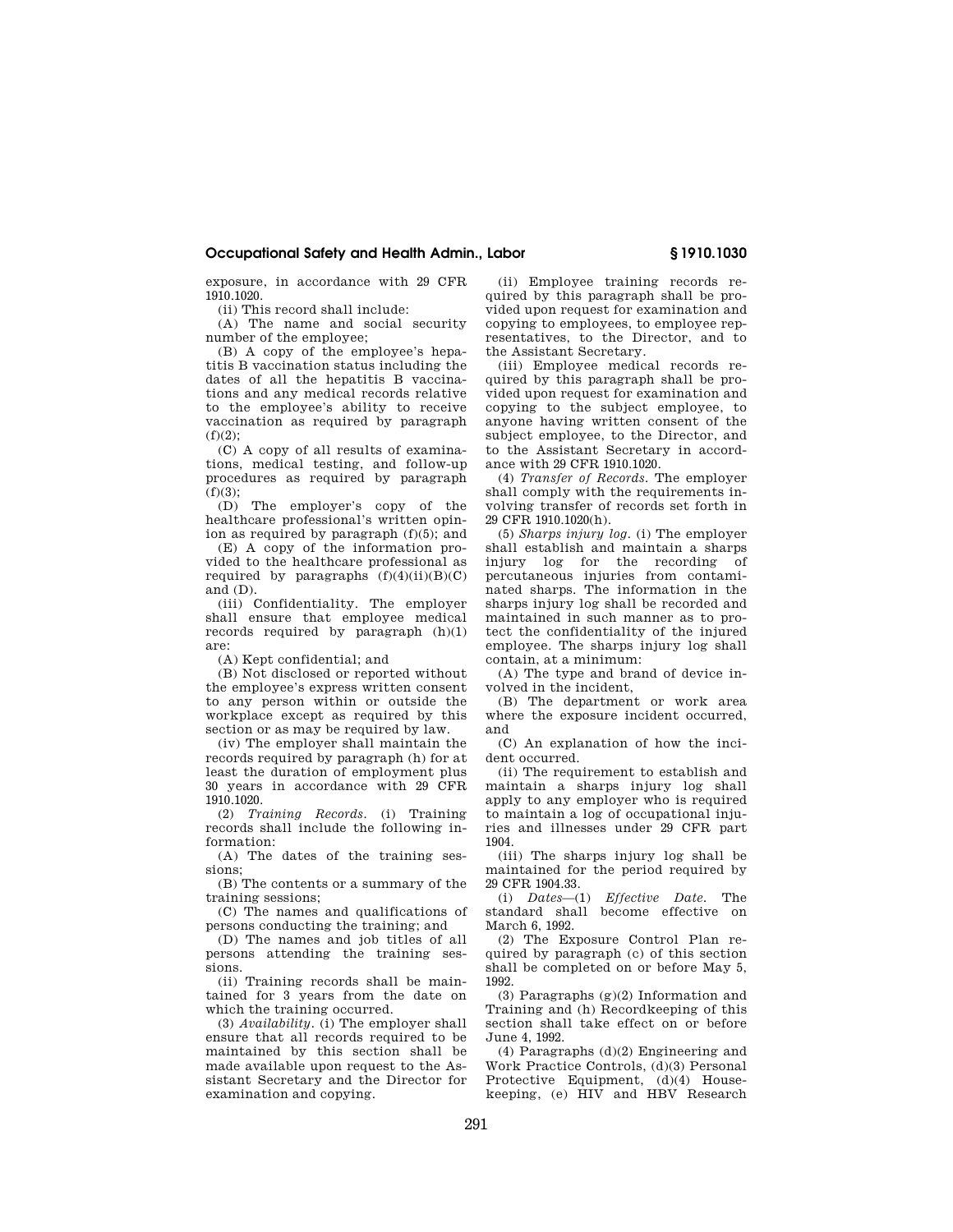exposure, in accordance with 29 CFR 1910.1020.

(ii) This record shall include:

(A) The name and social security number of the employee;

(B) A copy of the employee's hepatitis B vaccination status including the dates of all the hepatitis B vaccinations and any medical records relative to the employee's ability to receive vaccination as required by paragraph (f)(2);

(C) A copy of all results of examinations, medical testing, and follow-up procedures as required by paragraph (f)(3);

(D) The employer's copy of the healthcare professional's written opinion as required by paragraph (f)(5); and

(E) A copy of the information provided to the healthcare professional as required by paragraphs (f)(4)(ii)(B)(C) and (D).

(iii) Confidentiality. The employer shall ensure that employee medical records required by paragraph (h)(1) are:

(A) Kept confidential; and

(B) Not disclosed or reported without the employee's express written consent to any person within or outside the workplace except as required by this section or as may be required by law.

(iv) The employer shall maintain the records required by paragraph (h) for at least the duration of employment plus 30 years in accordance with 29 CFR 1910.1020.

(2) *Training Records.* (i) Training records shall include the following information:

(A) The dates of the training sessions;

(B) The contents or a summary of the training sessions;

(C) The names and qualifications of persons conducting the training; and

(D) The names and job titles of all persons attending the training sessions.

(ii) Training records shall be maintained for 3 years from the date on which the training occurred.

(3) *Availability.* (i) The employer shall ensure that all records required to be maintained by this section shall be made available upon request to the Assistant Secretary and the Director for examination and copying.

(ii) Employee training records required by this paragraph shall be provided upon request for examination and copying to employees, to employee representatives, to the Director, and to the Assistant Secretary.

(iii) Employee medical records required by this paragraph shall be provided upon request for examination and copying to the subject employee, to anyone having written consent of the subject employee, to the Director, and to the Assistant Secretary in accordance with 29 CFR 1910.1020.

(4) *Transfer of Records.* The employer shall comply with the requirements involving transfer of records set forth in 29 CFR 1910.1020(h).

(5) *Sharps injury log.* (i) The employer shall establish and maintain a sharps injury log for the recording of percutaneous injuries from contaminated sharps. The information in the sharps injury log shall be recorded and maintained in such manner as to protect the confidentiality of the injured employee. The sharps injury log shall contain, at a minimum:

(A) The type and brand of device involved in the incident,

(B) The department or work area where the exposure incident occurred, and

(C) An explanation of how the incident occurred.

(ii) The requirement to establish and maintain a sharps injury log shall apply to any employer who is required to maintain a log of occupational injuries and illnesses under 29 CFR part 1904.

(iii) The sharps injury log shall be maintained for the period required by 29 CFR 1904.33.

(i) *Dates*—(1) *Effective Date.* The standard shall become effective on March 6, 1992.

(2) The Exposure Control Plan required by paragraph (c) of this section shall be completed on or before May 5, 1992.

(3) Paragraphs (g)(2) Information and Training and (h) Recordkeeping of this section shall take effect on or before June 4, 1992.

(4) Paragraphs (d)(2) Engineering and Work Practice Controls, (d)(3) Personal Protective Equipment, (d)(4) Housekeeping, (e) HIV and HBV Research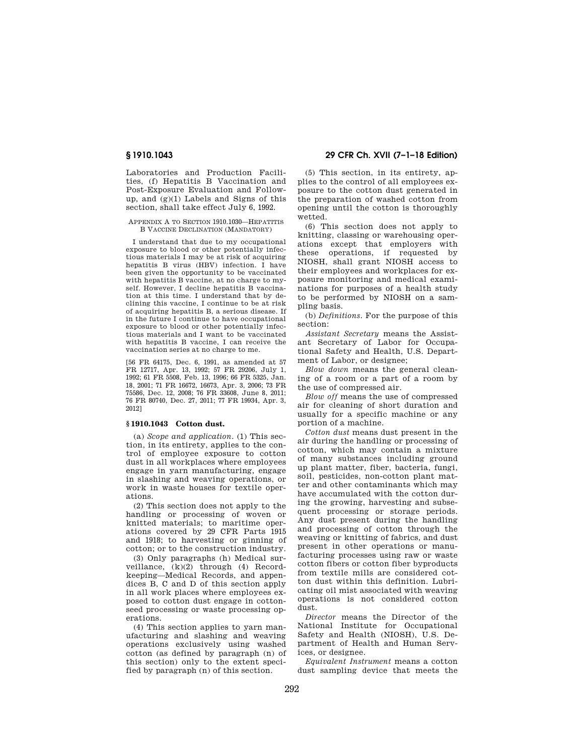Laboratories and Production Facilities, (f) Hepatitis B Vaccination and Post-Exposure Evaluation and Follow-up, and (g)(1) Labels and Signs of this section, shall take effect July 6, 1992.

APPENDIX A TO SECTION 1910.1030—HEPATITIS B VACCINE DECLINATION (MANDATORY)

I understand that due to my occupational exposure to blood or other potentially infectious materials I may be at risk of acquiring hepatitis B virus (HBV) infection. I have been given the opportunity to be vaccinated with hepatitis B vaccine, at no charge to myself. However, I decline hepatitis B vaccination at this time. I understand that by declining this vaccine, I continue to be at risk of acquiring hepatitis B, a serious disease. If in the future I continue to have occupational exposure to blood or other potentially infectious materials and I want to be vaccinated with hepatitis B vaccine, I can receive the vaccination series at no charge to me.

[56 FR 64175, Dec. 6, 1991, as amended at 57 FR 12717, Apr. 13, 1992; 57 FR 29206, July 1, 1992; 61 FR 5508, Feb. 13, 1996; 66 FR 5325, Jan. 18, 2001; 71 FR 16672, 16673, Apr. 3, 2006; 73 FR 75586, Dec. 12, 2008; 76 FR 33608, June 8, 2011; 76 FR 80740, Dec. 27, 2011; 77 FR 19934, Apr. 3, 2012]

## § 1910.1043 Cotton dust.

(a) *Scope and application.* (1) This section, in its entirety, applies to the control of employee exposure to cotton dust in all workplaces where employees engage in yarn manufacturing, engage in slashing and weaving operations, or work in waste houses for textile operations.

(2) This section does not apply to the handling or processing of woven or knitted materials; to maritime operations covered by 29 CFR Parts 1915 and 1918; to harvesting or ginning of cotton; or to the construction industry.

(3) Only paragraphs (h) Medical surveillance, (k)(2) through (4) Recordkeeping—Medical Records, and appendices B, C and D of this section apply in all work places where employees exposed to cotton dust engage in cottonseed processing or waste processing operations.

(4) This section applies to yarn manufacturing and slashing and weaving operations exclusively using washed cotton (as defined by paragraph (n) of this section) only to the extent specified by paragraph (n) of this section.

(5) This section, in its entirety, applies to the control of all employees exposure to the cotton dust generated in the preparation of washed cotton from opening until the cotton is thoroughly wetted.

(6) This section does not apply to knitting, classing or warehousing operations except that employers with these operations, if requested by NIOSH, shall grant NIOSH access to their employees and workplaces for exposure monitoring and medical examinations for purposes of a health study to be performed by NIOSH on a sampling basis.

(b) *Definitions.* For the purpose of this section:

*Assistant Secretary* means the Assistant Secretary of Labor for Occupational Safety and Health, U.S. Department of Labor, or designee;

*Blow down* means the general cleaning of a room or a part of a room by the use of compressed air.

*Blow off* means the use of compressed air for cleaning of short duration and usually for a specific machine or any portion of a machine.

*Cotton dust* means dust present in the air during the handling or processing of cotton, which may contain a mixture of many substances including ground up plant matter, fiber, bacteria, fungi, soil, pesticides, non-cotton plant matter and other contaminants which may have accumulated with the cotton during the growing, harvesting and subsequent processing or storage periods. Any dust present during the handling and processing of cotton through the weaving or knitting of fabrics, and dust present in other operations or manufacturing processes using raw or waste cotton fibers or cotton fiber byproducts from textile mills are considered cotton dust within this definition. Lubricating oil mist associated with weaving operations is not considered cotton dust.

*Director* means the Director of the National Institute for Occupational Safety and Health (NIOSH), U.S. Department of Health and Human Services, or designee.

*Equivalent Instrument* means a cotton dust sampling device that meets the